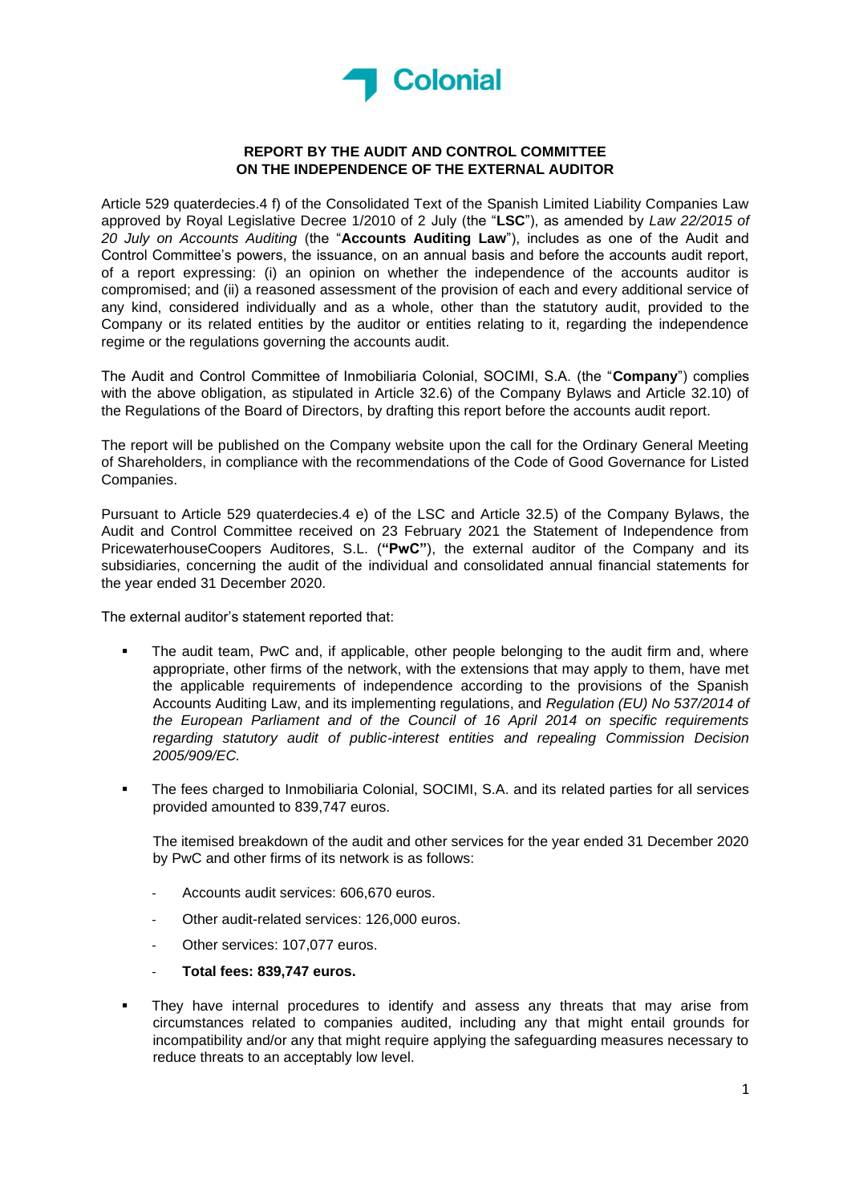**REPORT BY THE AUDIT AND CONTROL COMMITTEE ON THE INDEPENDENCE OF THE EXTERNAL AUDITOR**

Article 529 quaterdecies.4 f) of the Consolidated Text of the Spanish Limited Liability Companies Law approved by Royal Legislative Decree 1/2010 of 2 July (the "**LSC**"), as amended by *Law 22/2015 of 20 July on Accounts Auditing* (the "**Accounts Auditing Law**"), includes as one of the Audit and Control Committee's powers, the issuance, on an annual basis and before the accounts audit report, of a report expressing: (i) an opinion on whether the independence of the accounts auditor is compromised; and (ii) a reasoned assessment of the provision of each and every additional service of any kind, considered individually and as a whole, other than the statutory audit, provided to the Company or its related entities by the auditor or entities relating to it, regarding the independence regime or the regulations governing the accounts audit.

The Audit and Control Committee of Inmobiliaria Colonial, SOCIMI, S.A. (the "**Company**") complies with the above obligation, as stipulated in Article 32.6) of the Company Bylaws and Article 32.10) of the Regulations of the Board of Directors, by drafting this report before the accounts audit report.

The report will be published on the Company website upon the call for the Ordinary General Meeting of Shareholders, in compliance with the recommendations of the Code of Good Governance for Listed Companies.

Pursuant to Article 529 quaterdecies.4 e) of the LSC and Article 32.5) of the Company Bylaws, the Audit and Control Committee received on 23 February 2021 the Statement of Independence from PricewaterhouseCoopers Auditores, S.L. (**"PwC"**), the external auditor of the Company and its subsidiaries, concerning the audit of the individual and consolidated annual financial statements for the year ended 31 December 2020.

The external auditor's statement reported that:

- The audit team, PwC and, if applicable, other people belonging to the audit firm and, where appropriate, other firms of the network, with the extensions that may apply to them, have met the applicable requirements of independence according to the provisions of the Spanish Accounts Auditing Law, and its implementing regulations, and *Regulation (EU) No 537/2014 of the European Parliament and of the Council of 16 April 2014 on specific requirements regarding statutory audit of public-interest entities and repealing Commission Decision 2005/909/EC.*

- The fees charged to Inmobiliaria Colonial, SOCIMI, S.A. and its related parties for all services provided amounted to 839,747 euros.

  The itemised breakdown of the audit and other services for the year ended 31 December 2020 by PwC and other firms of its network is as follows:

  - Accounts audit services: 606,670 euros.
  - Other audit-related services: 126,000 euros.
  - Other services: 107,077 euros.
  - **Total fees: 839,747 euros.**

- They have internal procedures to identify and assess any threats that may arise from circumstances related to companies audited, including any that might entail grounds for incompatibility and/or any that might require applying the safeguarding measures necessary to reduce threats to an acceptably low level.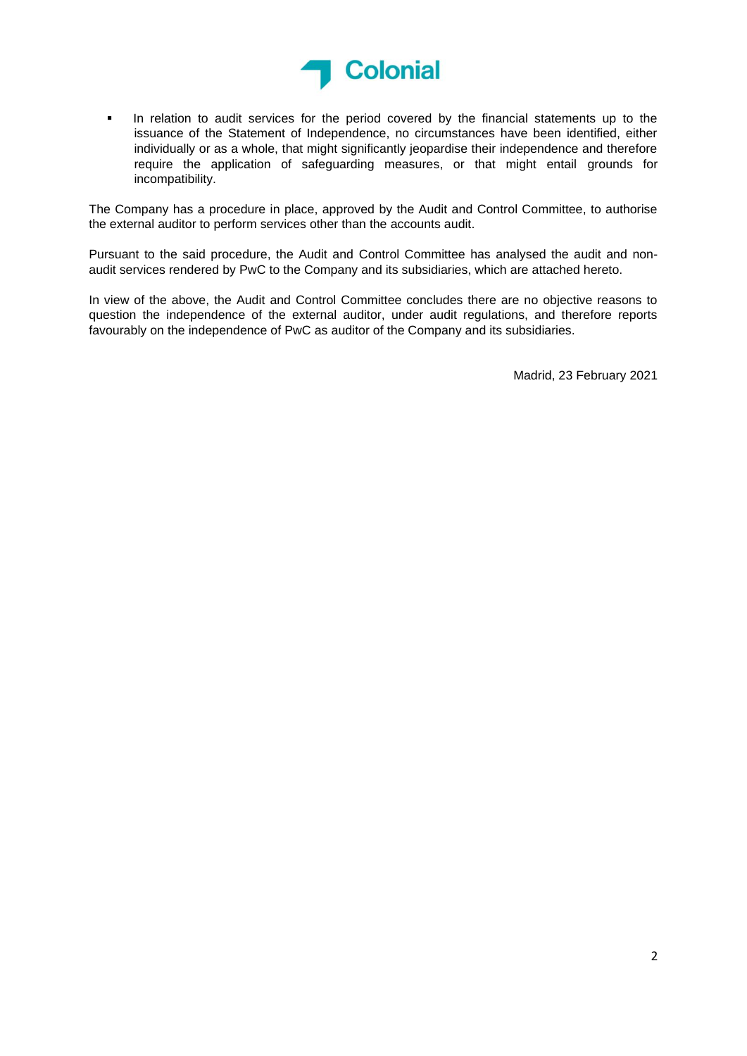- In relation to audit services for the period covered by the financial statements up to the issuance of the Statement of Independence, no circumstances have been identified, either individually or as a whole, that might significantly jeopardise their independence and therefore require the application of safeguarding measures, or that might entail grounds for incompatibility.

The Company has a procedure in place, approved by the Audit and Control Committee, to authorise the external auditor to perform services other than the accounts audit.

Pursuant to the said procedure, the Audit and Control Committee has analysed the audit and non-audit services rendered by PwC to the Company and its subsidiaries, which are attached hereto.

In view of the above, the Audit and Control Committee concludes there are no objective reasons to question the independence of the external auditor, under audit regulations, and therefore reports favourably on the independence of PwC as auditor of the Company and its subsidiaries.

Madrid, 23 February 2021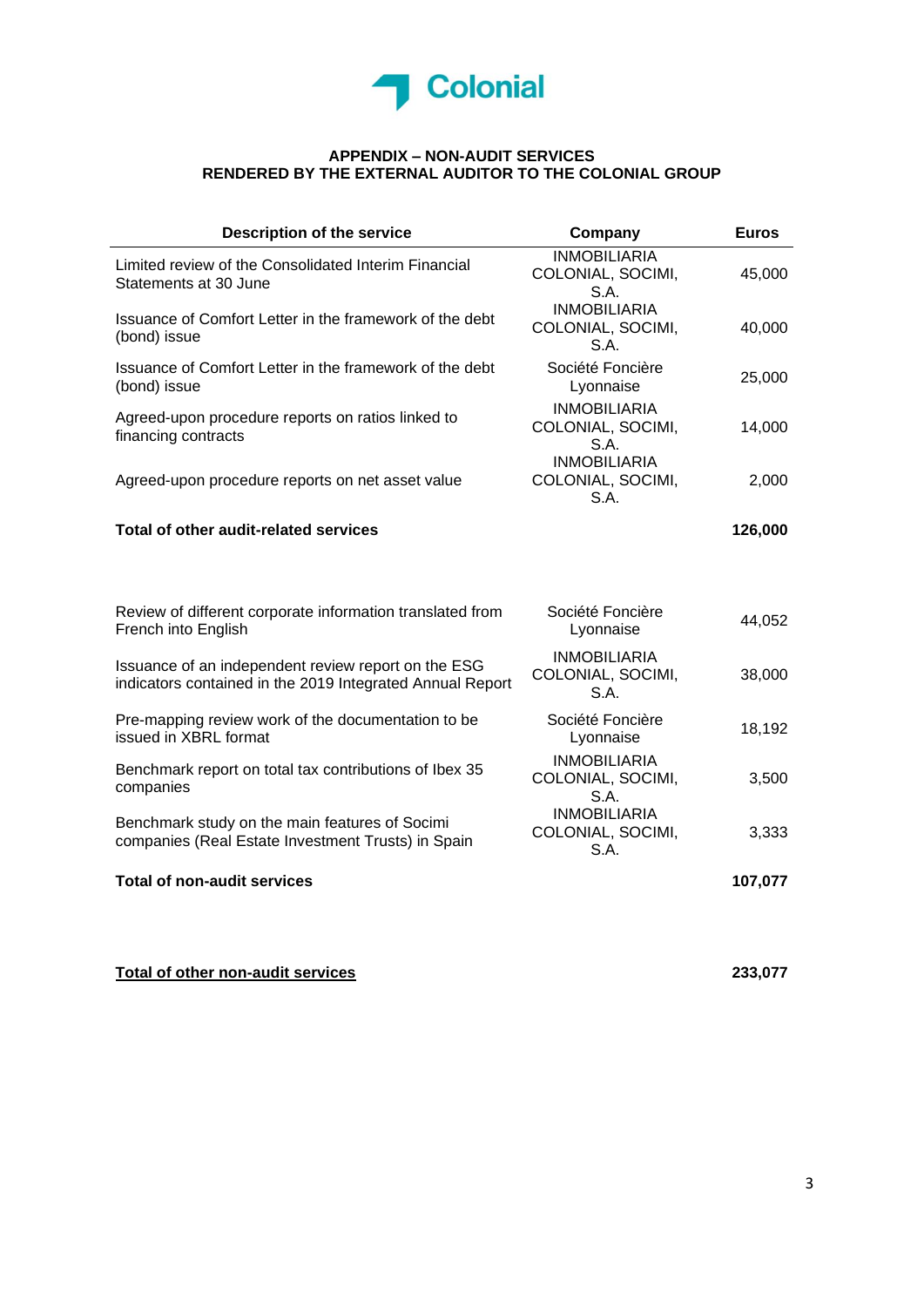Colonial

**APPENDIX – NON-AUDIT SERVICES**
**RENDERED BY THE EXTERNAL AUDITOR TO THE COLONIAL GROUP**

| Description of the service | Company | Euros |
|---|---|---|
| Limited review of the Consolidated Interim Financial Statements at 30 June | INMOBILIARIA COLONIAL, SOCIMI, S.A. | 45,000 |
| Issuance of Comfort Letter in the framework of the debt (bond) issue | INMOBILIARIA COLONIAL, SOCIMI, S.A. | 40,000 |
| Issuance of Comfort Letter in the framework of the debt (bond) issue | Société Foncière Lyonnaise | 25,000 |
| Agreed-upon procedure reports on ratios linked to financing contracts | INMOBILIARIA COLONIAL, SOCIMI, S.A. | 14,000 |
| Agreed-upon procedure reports on net asset value | INMOBILIARIA COLONIAL, SOCIMI, S.A. | 2,000 |
| **Total of other audit-related services** | | **126,000** |
| | | |
| Review of different corporate information translated from French into English | Société Foncière Lyonnaise | 44,052 |
| Issuance of an independent review report on the ESG indicators contained in the 2019 Integrated Annual Report | INMOBILIARIA COLONIAL, SOCIMI, S.A. | 38,000 |
| Pre-mapping review work of the documentation to be issued in XBRL format | Société Foncière Lyonnaise | 18,192 |
| Benchmark report on total tax contributions of Ibex 35 companies | INMOBILIARIA COLONIAL, SOCIMI, S.A. | 3,500 |
| Benchmark study on the main features of Socimi companies (Real Estate Investment Trusts) in Spain | INMOBILIARIA COLONIAL, SOCIMI, S.A. | 3,333 |
| **Total of non-audit services** | | **107,077** |
| | | |
| **Total of other non-audit services** | | **233,077** |